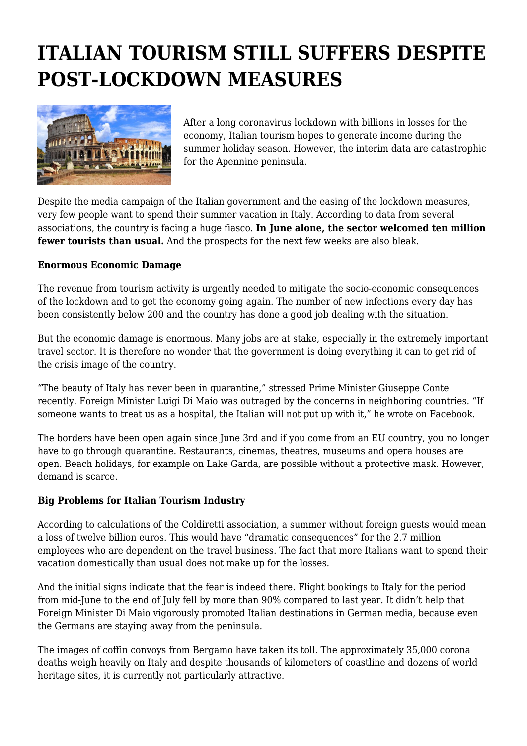# ITALIAN TOURISM STILL SUFFERS DESPITE POST-LOCKDOWN MEASURES

After a long coronavirus lockdown with billions in losses for the economy, Italian tourism hopes to generate income during the summer holiday season. However, the interim data are catastrophic for the Apennine peninsula.

Despite the media campaign of the Italian government and the easing of the lockdown measures, very few people want to spend their summer vacation in Italy. According to data from several associations, the country is facing a huge fiasco. **In June alone, the sector welcomed ten million fewer tourists than usual.** And the prospects for the next few weeks are also bleak.

**Enormous Economic Damage**

The revenue from tourism activity is urgently needed to mitigate the socio-economic consequences of the lockdown and to get the economy going again. The number of new infections every day has been consistently below 200 and the country has done a good job dealing with the situation.

But the economic damage is enormous. Many jobs are at stake, especially in the extremely important travel sector. It is therefore no wonder that the government is doing everything it can to get rid of the crisis image of the country.

"The beauty of Italy has never been in quarantine," stressed Prime Minister Giuseppe Conte recently. Foreign Minister Luigi Di Maio was outraged by the concerns in neighboring countries. "If someone wants to treat us as a hospital, the Italian will not put up with it," he wrote on Facebook.

The borders have been open again since June 3rd and if you come from an EU country, you no longer have to go through quarantine. Restaurants, cinemas, theatres, museums and opera houses are open. Beach holidays, for example on Lake Garda, are possible without a protective mask. However, demand is scarce.

**Big Problems for Italian Tourism Industry**

According to calculations of the Coldiretti association, a summer without foreign guests would mean a loss of twelve billion euros. This would have "dramatic consequences" for the 2.7 million employees who are dependent on the travel business. The fact that more Italians want to spend their vacation domestically than usual does not make up for the losses.

And the initial signs indicate that the fear is indeed there. Flight bookings to Italy for the period from mid-June to the end of July fell by more than 90% compared to last year. It didn't help that Foreign Minister Di Maio vigorously promoted Italian destinations in German media, because even the Germans are staying away from the peninsula.

The images of coffin convoys from Bergamo have taken its toll. The approximately 35,000 corona deaths weigh heavily on Italy and despite thousands of kilometers of coastline and dozens of world heritage sites, it is currently not particularly attractive.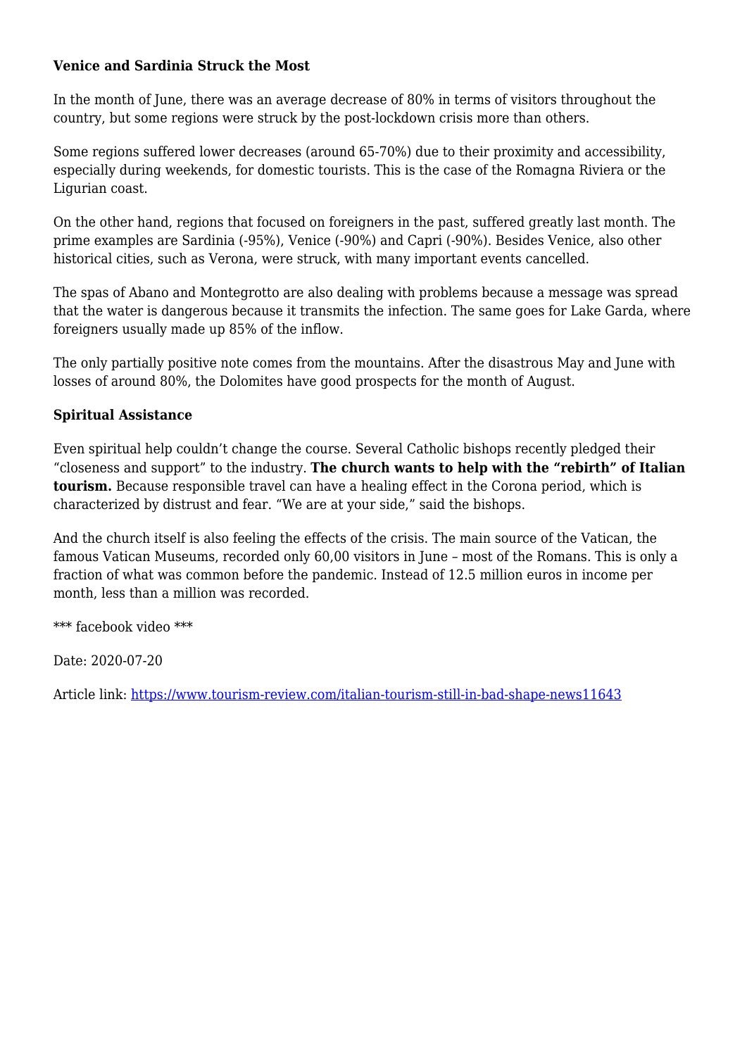### Venice and Sardinia Struck the Most

In the month of June, there was an average decrease of 80% in terms of visitors throughout the country, but some regions were struck by the post-lockdown crisis more than others.

Some regions suffered lower decreases (around 65-70%) due to their proximity and accessibility, especially during weekends, for domestic tourists. This is the case of the Romagna Riviera or the Ligurian coast.

On the other hand, regions that focused on foreigners in the past, suffered greatly last month. The prime examples are Sardinia (-95%), Venice (-90%) and Capri (-90%). Besides Venice, also other historical cities, such as Verona, were struck, with many important events cancelled.

The spas of Abano and Montegrotto are also dealing with problems because a message was spread that the water is dangerous because it transmits the infection. The same goes for Lake Garda, where foreigners usually made up 85% of the inflow.

The only partially positive note comes from the mountains. After the disastrous May and June with losses of around 80%, the Dolomites have good prospects for the month of August.

### Spiritual Assistance

Even spiritual help couldn't change the course. Several Catholic bishops recently pledged their "closeness and support" to the industry. **The church wants to help with the "rebirth" of Italian tourism.** Because responsible travel can have a healing effect in the Corona period, which is characterized by distrust and fear. "We are at your side," said the bishops.

And the church itself is also feeling the effects of the crisis. The main source of the Vatican, the famous Vatican Museums, recorded only 60,00 visitors in June – most of the Romans. This is only a fraction of what was common before the pandemic. Instead of 12.5 million euros in income per month, less than a million was recorded.

*** facebook video ***

Date: 2020-07-20

Article link: https://www.tourism-review.com/italian-tourism-still-in-bad-shape-news11643